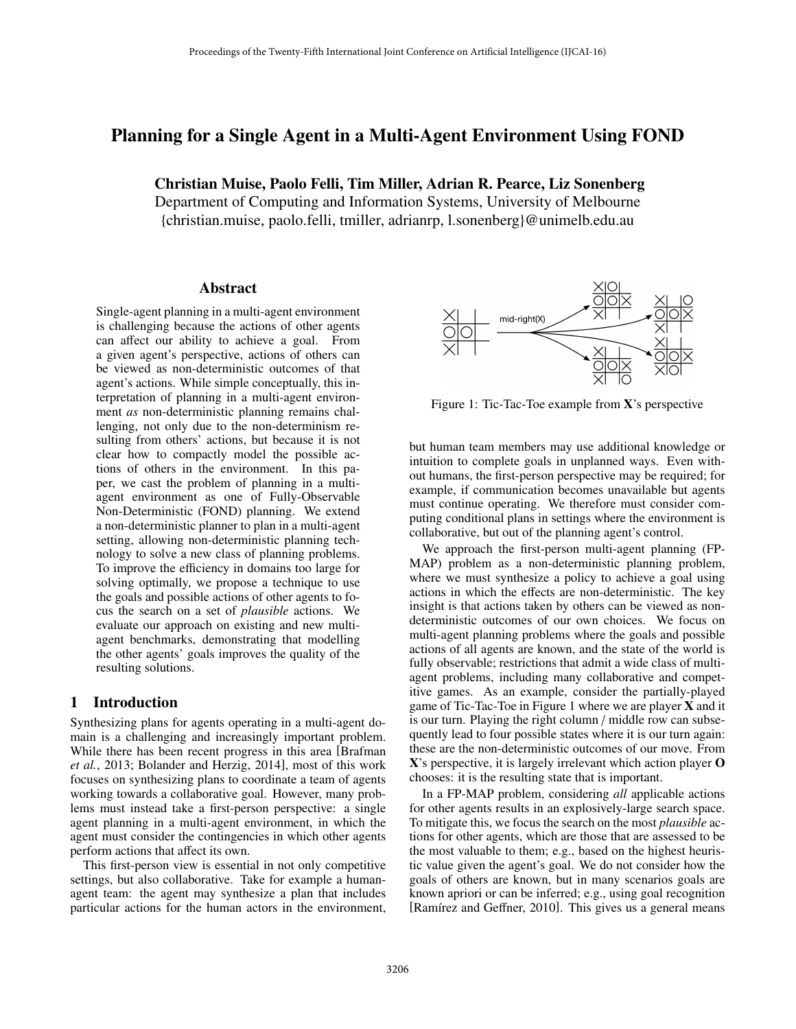# Planning for a Single Agent in a Multi-Agent Environment Using FOND

**Christian Muise, Paolo Felli, Tim Miller, Adrian R. Pearce, Liz Sonenberg**
Department of Computing and Information Systems, University of Melbourne
{christian.muise, paolo.felli, tmiller, adrianrp, l.sonenberg}@unimelb.edu.au

## Abstract

Single-agent planning in a multi-agent environment is challenging because the actions of other agents can affect our ability to achieve a goal. From a given agent's perspective, actions of others can be viewed as non-deterministic outcomes of that agent's actions. While simple conceptually, this interpretation of planning in a multi-agent environment *as* non-deterministic planning remains challenging, not only due to the non-determinism resulting from others' actions, but because it is not clear how to compactly model the possible actions of others in the environment. In this paper, we cast the problem of planning in a multi-agent environment as one of Fully-Observable Non-Deterministic (FOND) planning. We extend a non-deterministic planner to plan in a multi-agent setting, allowing non-deterministic planning technology to solve a new class of planning problems. To improve the efficiency in domains too large for solving optimally, we propose a technique to use the goals and possible actions of other agents to focus the search on a set of *plausible* actions. We evaluate our approach on existing and new multi-agent benchmarks, demonstrating that modelling the other agents' goals improves the quality of the resulting solutions.

## 1 Introduction

Synthesizing plans for agents operating in a multi-agent domain is a challenging and increasingly important problem. While there has been recent progress in this area [Brafman *et al.*, 2013; Bolander and Herzig, 2014], most of this work focuses on synthesizing plans to coordinate a team of agents working towards a collaborative goal. However, many problems must instead take a first-person perspective: a single agent planning in a multi-agent environment, in which the agent must consider the contingencies in which other agents perform actions that affect its own.

This first-person view is essential in not only competitive settings, but also collaborative. Take for example a human-agent team: the agent may synthesize a plan that includes particular actions for the human actors in the environment, but human team members may use additional knowledge or intuition to complete goals in unplanned ways. Even without humans, the first-person perspective may be required; for example, if communication becomes unavailable but agents must continue operating. We therefore must consider computing conditional plans in settings where the environment is collaborative, but out of the planning agent's control.

Figure 1: Tic-Tac-Toe example from **X**'s perspective

We approach the first-person multi-agent planning (FP-MAP) problem as a non-deterministic planning problem, where we must synthesize a policy to achieve a goal using actions in which the effects are non-deterministic. The key insight is that actions taken by others can be viewed as non-deterministic outcomes of our own choices. We focus on multi-agent planning problems where the goals and possible actions of all agents are known, and the state of the world is fully observable; restrictions that admit a wide class of multi-agent problems, including many collaborative and competitive games. As an example, consider the partially-played game of Tic-Tac-Toe in Figure 1 where we are player **X** and it is our turn. Playing the right column / middle row can subsequently lead to four possible states where it is our turn again: these are the non-deterministic outcomes of our move. From **X**'s perspective, it is largely irrelevant which action player **O** chooses: it is the resulting state that is important.

In a FP-MAP problem, considering *all* applicable actions for other agents results in an explosively-large search space. To mitigate this, we focus the search on the most *plausible* actions for other agents, which are those that are assessed to be the most valuable to them; e.g., based on the highest heuristic value given the agent's goal. We do not consider how the goals of others are known, but in many scenarios goals are known apriori or can be inferred; e.g., using goal recognition [Ramírez and Geffner, 2010]. This gives us a general means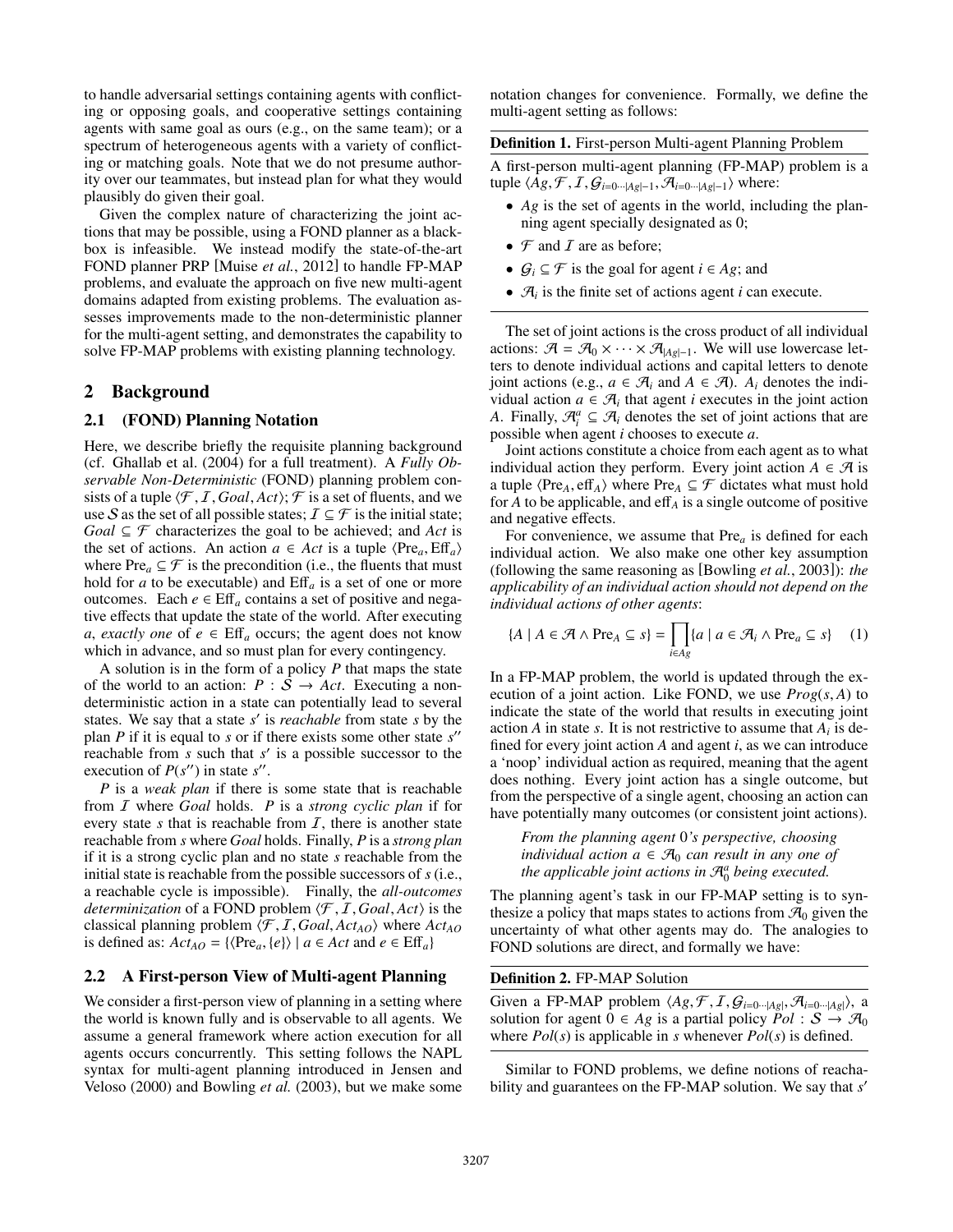to handle adversarial settings containing agents with conflicting or opposing goals, and cooperative settings containing agents with same goal as ours (e.g., on the same team); or a spectrum of heterogeneous agents with a variety of conflicting or matching goals. Note that we do not presume authority over our teammates, but instead plan for what they would plausibly do given their goal.

Given the complex nature of characterizing the joint actions that may be possible, using a FOND planner as a black-box is infeasible. We instead modify the state-of-the-art FOND planner PRP [Muise *et al.*, 2012] to handle FP-MAP problems, and evaluate the approach on five new multi-agent domains adapted from existing problems. The evaluation assesses improvements made to the non-deterministic planner for the multi-agent setting, and demonstrates the capability to solve FP-MAP problems with existing planning technology.

## 2 Background

### 2.1 (FOND) Planning Notation

Here, we describe briefly the requisite planning background (cf. Ghallab et al. (2004) for a full treatment). A *Fully Observable Non-Deterministic* (FOND) planning problem consists of a tuple $\langle \mathcal{F}, \mathcal{I}, Goal, Act \rangle$; $\mathcal{F}$ is a set of fluents, and we use $\mathcal{S}$ as the set of all possible states; $\mathcal{I} \subseteq \mathcal{F}$ is the initial state; $Goal \subseteq \mathcal{F}$ characterizes the goal to be achieved; and $Act$ is the set of actions. An action $a \in Act$ is a tuple $\langle \text{Pre}_a, \text{Eff}_a \rangle$ where $\text{Pre}_a \subseteq \mathcal{F}$ is the precondition (i.e., the fluents that must hold for $a$ to be executable) and $\text{Eff}_a$ is a set of one or more outcomes. Each $e \in \text{Eff}_a$ contains a set of positive and negative effects that update the state of the world. After executing $a$, *exactly one* of $e \in \text{Eff}_a$ occurs; the agent does not know which in advance, and so must plan for every contingency.

A solution is in the form of a policy $P$ that maps the state of the world to an action: $P : \mathcal{S} \rightarrow Act$. Executing a non-deterministic action in a state can potentially lead to several states. We say that a state $s'$ is *reachable* from state $s$ by the plan $P$ if it is equal to $s$ or if there exists some other state $s''$ reachable from $s$ such that $s'$ is a possible successor to the execution of $P(s'')$ in state $s''$.

$P$ is a *weak plan* if there is some state that is reachable from $\mathcal{I}$ where $Goal$ holds. $P$ is a *strong cyclic plan* if for every state $s$ that is reachable from $\mathcal{I}$, there is another state reachable from $s$ where $Goal$ holds. Finally, $P$ is a *strong plan* if it is a strong cyclic plan and no state $s$ reachable from the initial state is reachable from the possible successors of $s$ (i.e., a reachable cycle is impossible). Finally, the *all-outcomes determinization* of a FOND problem $\langle \mathcal{F}, \mathcal{I}, Goal, Act \rangle$ is the classical planning problem $\langle \mathcal{F}, \mathcal{I}, Goal, Act_{AO} \rangle$ where $Act_{AO}$ is defined as: $Act_{AO} = \{\langle \text{Pre}_a, \{e\} \rangle \mid a \in Act \text{ and } e \in \text{Eff}_a\}$

### 2.2 A First-person View of Multi-agent Planning

We consider a first-person view of planning in a setting where the world is known fully and is observable to all agents. We assume a general framework where action execution for all agents occurs concurrently. This setting follows the NAPL syntax for multi-agent planning introduced in Jensen and Veloso (2000) and Bowling *et al.* (2003), but we make some notation changes for convenience. Formally, we define the multi-agent setting as follows:

**Definition 1.** First-person Multi-agent Planning Problem

A first-person multi-agent planning (FP-MAP) problem is a tuple $\langle Ag, \mathcal{F}, \mathcal{I}, \mathcal{G}_{i=0\cdots|Ag|-1}, \mathcal{A}_{i=0\cdots|Ag|-1} \rangle$ where:

- $Ag$ is the set of agents in the world, including the planning agent specially designated as 0;
- $\mathcal{F}$ and $\mathcal{I}$ are as before;
- $\mathcal{G}_i \subseteq \mathcal{F}$ is the goal for agent $i \in Ag$; and
- $\mathcal{A}_i$ is the finite set of actions agent $i$ can execute.

The set of joint actions is the cross product of all individual actions: $\mathcal{A} = \mathcal{A}_0 \times \cdots \times \mathcal{A}_{|Ag|-1}$. We will use lowercase letters to denote individual actions and capital letters to denote joint actions (e.g., $a \in \mathcal{A}_i$ and $A \in \mathcal{A}$). $A_i$ denotes the individual action $a \in \mathcal{A}_i$ that agent $i$ executes in the joint action $A$. Finally, $\mathcal{A}_i^a \subseteq \mathcal{A}_i$ denotes the set of joint actions that are possible when agent $i$ chooses to execute $a$.

Joint actions constitute a choice from each agent as to what individual action they perform. Every joint action $A \in \mathcal{A}$ is a tuple $\langle \text{Pre}_A, \text{eff}_A \rangle$ where $\text{Pre}_A \subseteq \mathcal{F}$ dictates what must hold for $A$ to be applicable, and $\text{eff}_A$ is a single outcome of positive and negative effects.

For convenience, we assume that $\text{Pre}_a$ is defined for each individual action. We also make one other key assumption (following the same reasoning as [Bowling *et al.*, 2003]): *the applicability of an individual action should not depend on the individual actions of other agents*:

$$\{A \mid A \in \mathcal{A} \wedge \text{Pre}_A \subseteq s\} = \prod_{i \in Ag} \{a \mid a \in \mathcal{A}_i \wedge \text{Pre}_a \subseteq s\} \quad (1)$$

In a FP-MAP problem, the world is updated through the execution of a joint action. Like FOND, we use $Prog(s, A)$ to indicate the state of the world that results in executing joint action $A$ in state $s$. It is not restrictive to assume that $A_i$ is defined for every joint action $A$ and agent $i$, as we can introduce a 'noop' individual action as required, meaning that the agent does nothing. Every joint action has a single outcome, but from the perspective of a single agent, choosing an action can have potentially many outcomes (or consistent joint actions).

> *From the planning agent 0's perspective, choosing individual action $a \in \mathcal{A}_0$ can result in any one of the applicable joint actions in $\mathcal{A}_0^a$ being executed.*

The planning agent's task in our FP-MAP setting is to synthesize a policy that maps states to actions from $\mathcal{A}_0$ given the uncertainty of what other agents may do. The analogies to FOND solutions are direct, and formally we have:

**Definition 2.** FP-MAP Solution

Given a FP-MAP problem $\langle Ag, \mathcal{F}, \mathcal{I}, \mathcal{G}_{i=0\cdots|Ag|}, \mathcal{A}_{i=0\cdots|Ag|} \rangle$, a solution for agent $0 \in Ag$ is a partial policy $Pol : \mathcal{S} \rightarrow \mathcal{A}_0$ where $Pol(s)$ is applicable in $s$ whenever $Pol(s)$ is defined.

Similar to FOND problems, we define notions of reachability and guarantees on the FP-MAP solution. We say that $s'$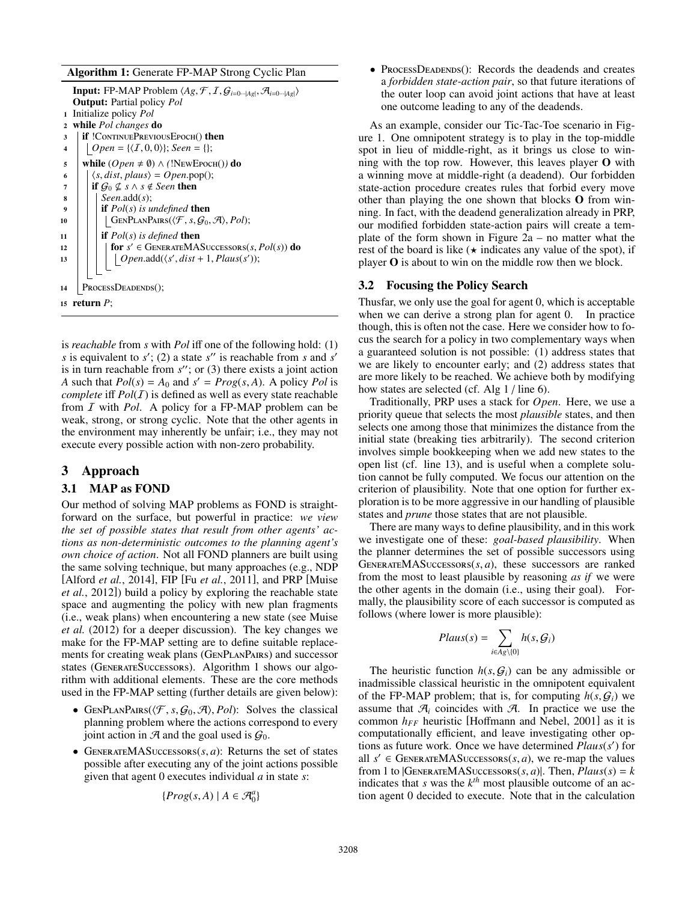**Algorithm 1:** Generate FP-MAP Strong Cyclic Plan

```
Input: FP-MAP Problem ⟨Ag, F, I, G_{i=0···|Ag|}, A_{i=0···|Ag|}⟩
Output: Partial policy Pol
1  Initialize policy Pol
2  while Pol changes do
3      if !ContinuePreviousEpoch() then
4          Open = {⟨I, 0, 0⟩}; Seen = {};
5      while (Open ≠ ∅) ∧ (!NewEpoch()) do
6          ⟨s, dist, plaus⟩ = Open.pop();
7          if G_0 ⊈ s ∧ s ∉ Seen then
8              Seen.add(s);
9              if Pol(s) is undefined then
10                 GenPlanPairs(⟨F, s, G_0, A⟩, Pol);
11             if Pol(s) is defined then
12                 for s' ∈ GenerateMASuccessors(s, Pol(s)) do
13                     Open.add(⟨s', dist + 1, Plaus(s')⟩);
14     ProcessDeadends();
15 return P;
```

is *reachable* from $s$ with $Pol$ iff one of the following hold: (1) $s$ is equivalent to $s'$; (2) a state $s''$ is reachable from $s$ and $s'$ is in turn reachable from $s''$; or (3) there exists a joint action $A$ such that $Pol(s) = A_0$ and $s' = Prog(s, A)$. A policy $Pol$ is *complete* iff $Pol(\mathcal{I})$ is defined as well as every state reachable from $\mathcal{I}$ with $Pol$. A policy for a FP-MAP problem can be weak, strong, or strong cyclic. Note that the other agents in the environment may inherently be unfair; i.e., they may not execute every possible action with non-zero probability.

## 3 Approach

### 3.1 MAP as FOND

Our method of solving MAP problems as FOND is straightforward on the surface, but powerful in practice: *we view the set of possible states that result from other agents' actions as non-deterministic outcomes to the planning agent's own choice of action*. Not all FOND planners are built using the same solving technique, but many approaches (e.g., NDP [Alford *et al.*, 2014], FIP [Fu *et al.*, 2011], and PRP [Muise *et al.*, 2012]) build a policy by exploring the reachable state space and augmenting the policy with new plan fragments (i.e., weak plans) when encountering a new state (see Muise *et al.* (2012) for a deeper discussion). The key changes we make for the FP-MAP setting are to define suitable replacements for creating weak plans (GenPlanPairs) and successor states (GenerateSuccessors). Algorithm 1 shows our algorithm with additional elements. These are the core methods used in the FP-MAP setting (further details are given below):

- GenPlanPairs($\langle \mathcal{F}, s, \mathcal{G}_0, \mathcal{A} \rangle, Pol$): Solves the classical planning problem where the actions correspond to every joint action in $\mathcal{A}$ and the goal used is $\mathcal{G}_0$.
- GenerateMASuccessors($s, a$): Returns the set of states possible after executing any of the joint actions possible given that agent 0 executes individual $a$ in state $s$:

$$\{Prog(s, A) \mid A \in \mathcal{A}_0^a\}$$

- ProcessDeadends(): Records the deadends and creates a *forbidden state-action pair*, so that future iterations of the outer loop can avoid joint actions that have at least one outcome leading to any of the deadends.

As an example, consider our Tic-Tac-Toe scenario in Figure 1. One omnipotent strategy is to play in the top-middle spot in lieu of middle-right, as it brings us close to winning with the top row. However, this leaves player **O** with a winning move at middle-right (a deadend). Our forbidden state-action procedure creates rules that forbid every move other than playing the one shown that blocks **O** from winning. In fact, with the deadend generalization already in PRP, our modified forbidden state-action pairs will create a template of the form shown in Figure 2a – no matter what the rest of the board is like ($\star$ indicates any value of the spot), if player **O** is about to win on the middle row then we block.

### 3.2 Focusing the Policy Search

Thusfar, we only use the goal for agent 0, which is acceptable when we can derive a strong plan for agent 0. In practice though, this is often not the case. Here we consider how to focus the search for a policy in two complementary ways when a guaranteed solution is not possible: (1) address states that we are likely to encounter early; and (2) address states that are more likely to be reached. We achieve both by modifying how states are selected (cf. Alg 1 / line 6).

Traditionally, PRP uses a stack for $Open$. Here, we use a priority queue that selects the most *plausible* states, and then selects one among those that minimizes the distance from the initial state (breaking ties arbitrarily). The second criterion involves simple bookkeeping when we add new states to the open list (cf. line 13), and is useful when a complete solution cannot be fully computed. We focus our attention on the criterion of plausibility. Note that one option for further exploration is to be more aggressive in our handling of plausible states and *prune* those states that are not plausible.

There are many ways to define plausibility, and in this work we investigate one of these: *goal-based plausibility*. When the planner determines the set of possible successors using GenerateMASuccessors($s, a$), these successors are ranked from the most to least plausible by reasoning *as if* we were the other agents in the domain (i.e., using their goal). Formally, the plausibility score of each successor is computed as follows (where lower is more plausible):

$$Plaus(s) = \sum_{i \in Ag \setminus \{0\}} h(s, \mathcal{G}_i)$$

The heuristic function $h(s, \mathcal{G}_i)$ can be any admissible or inadmissible classical heuristic in the omnipotent equivalent of the FP-MAP problem; that is, for computing $h(s, \mathcal{G}_i)$ we assume that $\mathcal{A}_i$ coincides with $\mathcal{A}$. In practice we use the common $h_{FF}$ heuristic [Hoffmann and Nebel, 2001] as it is computationally efficient, and leave investigating other options as future work. Once we have determined $Plaus(s')$ for all $s' \in$ GenerateMASuccessors($s, a$), we re-map the values from 1 to |GenerateMASuccessors($s, a$)|. Then, $Plaus(s) = k$ indicates that $s$ was the $k^{th}$ most plausible outcome of an action agent 0 decided to execute. Note that in the calculation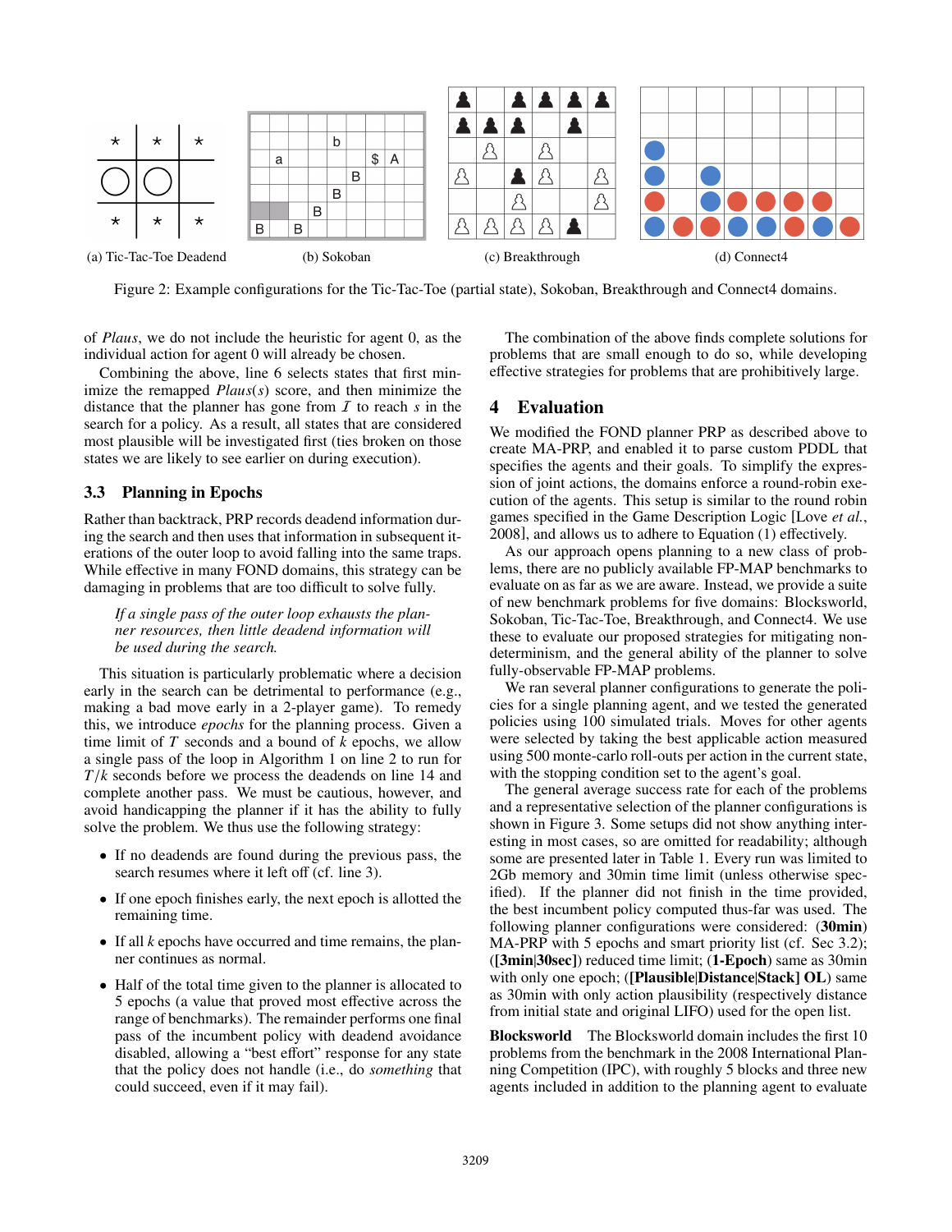(a) Tic-Tac-Toe Deadend (b) Sokoban (c) Breakthrough (d) Connect4

Figure 2: Example configurations for the Tic-Tac-Toe (partial state), Sokoban, Breakthrough and Connect4 domains.

of *Plaus*, we do not include the heuristic for agent 0, as the individual action for agent 0 will already be chosen.

Combining the above, line 6 selects states that first minimize the remapped *Plaus*($s$) score, and then minimize the distance that the planner has gone from $\mathcal{I}$ to reach $s$ in the search for a policy. As a result, all states that are considered most plausible will be investigated first (ties broken on those states we are likely to see earlier on during execution).

### 3.3 Planning in Epochs

Rather than backtrack, PRP records deadend information during the search and then uses that information in subsequent iterations of the outer loop to avoid falling into the same traps. While effective in many FOND domains, this strategy can be damaging in problems that are too difficult to solve fully.

> *If a single pass of the outer loop exhausts the planner resources, then little deadend information will be used during the search.*

This situation is particularly problematic where a decision early in the search can be detrimental to performance (e.g., making a bad move early in a 2-player game). To remedy this, we introduce *epochs* for the planning process. Given a time limit of $T$ seconds and a bound of $k$ epochs, we allow a single pass of the loop in Algorithm 1 on line 2 to run for $T/k$ seconds before we process the deadends on line 14 and complete another pass. We must be cautious, however, and avoid handicapping the planner if it has the ability to fully solve the problem. We thus use the following strategy:

- If no deadends are found during the previous pass, the search resumes where it left off (cf. line 3).
- If one epoch finishes early, the next epoch is allotted the remaining time.
- If all $k$ epochs have occurred and time remains, the planner continues as normal.
- Half of the total time given to the planner is allocated to 5 epochs (a value that proved most effective across the range of benchmarks). The remainder performs one final pass of the incumbent policy with deadend avoidance disabled, allowing a "best effort" response for any state that the policy does not handle (i.e., do *something* that could succeed, even if it may fail).

The combination of the above finds complete solutions for problems that are small enough to do so, while developing effective strategies for problems that are prohibitively large.

## 4 Evaluation

We modified the FOND planner PRP as described above to create MA-PRP, and enabled it to parse custom PDDL that specifies the agents and their goals. To simplify the expression of joint actions, the domains enforce a round-robin execution of the agents. This setup is similar to the round robin games specified in the Game Description Logic [Love *et al.*, 2008], and allows us to adhere to Equation (1) effectively.

As our approach opens planning to a new class of problems, there are no publicly available FP-MAP benchmarks to evaluate on as far as we are aware. Instead, we provide a suite of new benchmark problems for five domains: Blocksworld, Sokoban, Tic-Tac-Toe, Breakthrough, and Connect4. We use these to evaluate our proposed strategies for mitigating non-determinism, and the general ability of the planner to solve fully-observable FP-MAP problems.

We ran several planner configurations to generate the policies for a single planning agent, and we tested the generated policies using 100 simulated trials. Moves for other agents were selected by taking the best applicable action measured using 500 monte-carlo roll-outs per action in the current state, with the stopping condition set to the agent's goal.

The general average success rate for each of the problems and a representative selection of the planner configurations is shown in Figure 3. Some setups did not show anything interesting in most cases, so are omitted for readability; although some are presented later in Table 1. Every run was limited to 2Gb memory and 30min time limit (unless otherwise specified). If the planner did not finish in the time provided, the best incumbent policy computed thus-far was used. The following planner configurations were considered: (**30min**) MA-PRP with 5 epochs and smart priority list (cf. Sec 3.2); (**[3min|30sec]**) reduced time limit; (**1-Epoch**) same as 30min with only one epoch; (**[Plausible|Distance|Stack] OL**) same as 30min with only action plausibility (respectively distance from initial state and original LIFO) used for the open list.

**Blocksworld** The Blocksworld domain includes the first 10 problems from the benchmark in the 2008 International Planning Competition (IPC), with roughly 5 blocks and three new agents included in addition to the planning agent to evaluate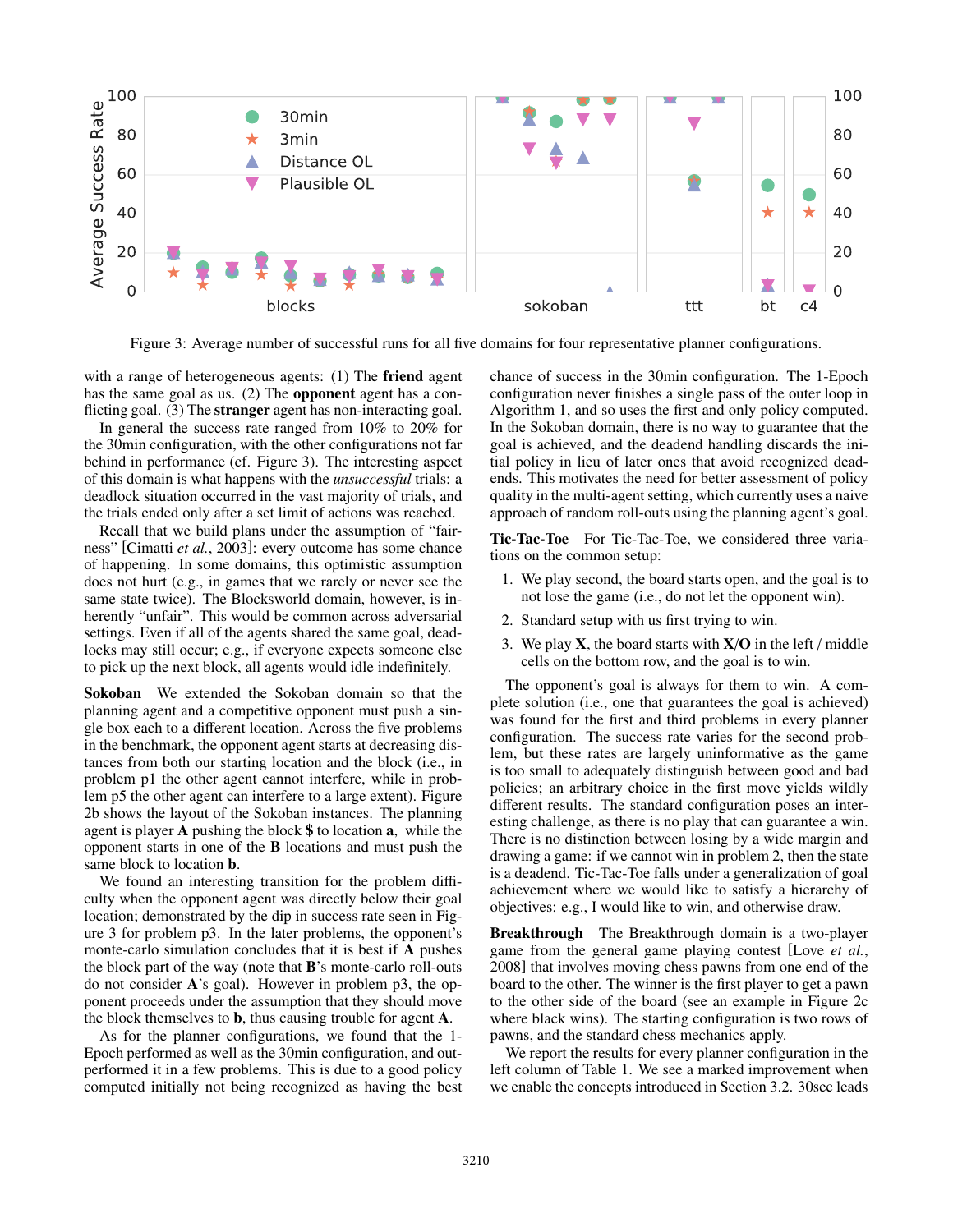Figure 3: Average number of successful runs for all five domains for four representative planner configurations.

with a range of heterogeneous agents: (1) The **friend** agent has the same goal as us. (2) The **opponent** agent has a conflicting goal. (3) The **stranger** agent has non-interacting goal.

In general the success rate ranged from 10% to 20% for the 30min configuration, with the other configurations not far behind in performance (cf. Figure 3). The interesting aspect of this domain is what happens with the *unsuccessful* trials: a deadlock situation occurred in the vast majority of trials, and the trials ended only after a set limit of actions was reached.

Recall that we build plans under the assumption of "fairness" [Cimatti *et al.*, 2003]: every outcome has some chance of happening. In some domains, this optimistic assumption does not hurt (e.g., in games that we rarely or never see the same state twice). The Blocksworld domain, however, is inherently "unfair". This would be common across adversarial settings. Even if all of the agents shared the same goal, deadlocks may still occur; e.g., if everyone expects someone else to pick up the next block, all agents would idle indefinitely.

**Sokoban** We extended the Sokoban domain so that the planning agent and a competitive opponent must push a single box each to a different location. Across the five problems in the benchmark, the opponent agent starts at decreasing distances from both our starting location and the block (i.e., in problem p1 the other agent cannot interfere, while in problem p5 the other agent can interfere to a large extent). Figure 2b shows the layout of the Sokoban instances. The planning agent is player **A** pushing the block **$** to location **a**, while the opponent starts in one of the **B** locations and must push the same block to location **b**.

We found an interesting transition for the problem difficulty when the opponent agent was directly below their goal location; demonstrated by the dip in success rate seen in Figure 3 for problem p3. In the later problems, the opponent's monte-carlo simulation concludes that it is best if **A** pushes the block part of the way (note that **B**'s monte-carlo roll-outs do not consider **A**'s goal). However in problem p3, the opponent proceeds under the assumption that they should move the block themselves to **b**, thus causing trouble for agent **A**.

As for the planner configurations, we found that the 1-Epoch performed as well as the 30min configuration, and outperformed it in a few problems. This is due to a good policy computed initially not being recognized as having the best chance of success in the 30min configuration. The 1-Epoch configuration never finishes a single pass of the outer loop in Algorithm 1, and so uses the first and only policy computed. In the Sokoban domain, there is no way to guarantee that the goal is achieved, and the deadend handling discards the initial policy in lieu of later ones that avoid recognized deadends. This motivates the need for better assessment of policy quality in the multi-agent setting, which currently uses a naive approach of random roll-outs using the planning agent's goal.

**Tic-Tac-Toe** For Tic-Tac-Toe, we considered three variations on the common setup:

1. We play second, the board starts open, and the goal is to not lose the game (i.e., do not let the opponent win).
2. Standard setup with us first trying to win.
3. We play **X**, the board starts with **X**/**O** in the left / middle cells on the bottom row, and the goal is to win.

The opponent's goal is always for them to win. A complete solution (i.e., one that guarantees the goal is achieved) was found for the first and third problems in every planner configuration. The success rate varies for the second problem, but these rates are largely uninformative as the game is too small to adequately distinguish between good and bad policies; an arbitrary choice in the first move yields wildly different results. The standard configuration poses an interesting challenge, as there is no play that can guarantee a win. There is no distinction between losing by a wide margin and drawing a game: if we cannot win in problem 2, then the state is a deadend. Tic-Tac-Toe falls under a generalization of goal achievement where we would like to satisfy a hierarchy of objectives: e.g., I would like to win, and otherwise draw.

**Breakthrough** The Breakthrough domain is a two-player game from the general game playing contest [Love *et al.*, 2008] that involves moving chess pawns from one end of the board to the other. The winner is the first player to get a pawn to the other side of the board (see an example in Figure 2c where black wins). The starting configuration is two rows of pawns, and the standard chess mechanics apply.

We report the results for every planner configuration in the left column of Table 1. We see a marked improvement when we enable the concepts introduced in Section 3.2. 30sec leads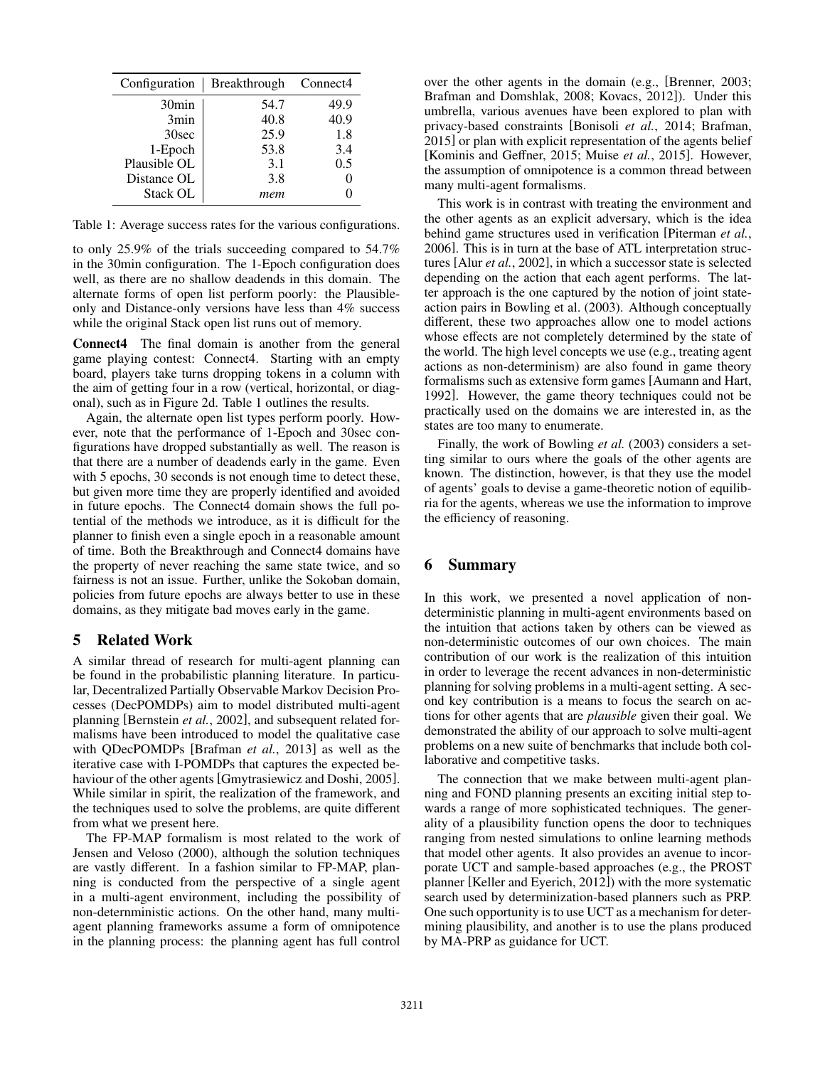| Configuration | Breakthrough | Connect4 |
|---|---|---|
| 30min | 54.7 | 49.9 |
| 3min | 40.8 | 40.9 |
| 30sec | 25.9 | 1.8 |
| 1-Epoch | 53.8 | 3.4 |
| Plausible OL | 3.1 | 0.5 |
| Distance OL | 3.8 | 0 |
| Stack OL | *mem* | 0 |

Table 1: Average success rates for the various configurations.

to only 25.9% of the trials succeeding compared to 54.7% in the 30min configuration. The 1-Epoch configuration does well, as there are no shallow deadends in this domain. The alternate forms of open list perform poorly: the Plausible-only and Distance-only versions have less than 4% success while the original Stack open list runs out of memory.

**Connect4** The final domain is another from the general game playing contest: Connect4. Starting with an empty board, players take turns dropping tokens in a column with the aim of getting four in a row (vertical, horizontal, or diagonal), such as in Figure 2d. Table 1 outlines the results.

Again, the alternate open list types perform poorly. However, note that the performance of 1-Epoch and 30sec configurations have dropped substantially as well. The reason is that there are a number of deadends early in the game. Even with 5 epochs, 30 seconds is not enough time to detect these, but given more time they are properly identified and avoided in future epochs. The Connect4 domain shows the full potential of the methods we introduce, as it is difficult for the planner to finish even a single epoch in a reasonable amount of time. Both the Breakthrough and Connect4 domains have the property of never reaching the same state twice, and so fairness is not an issue. Further, unlike the Sokoban domain, policies from future epochs are always better to use in these domains, as they mitigate bad moves early in the game.

## 5 Related Work

A similar thread of research for multi-agent planning can be found in the probabilistic planning literature. In particular, Decentralized Partially Observable Markov Decision Processes (DecPOMDPs) aim to model distributed multi-agent planning [Bernstein *et al.*, 2002], and subsequent related formalisms have been introduced to model the qualitative case with QDecPOMDPs [Brafman *et al.*, 2013] as well as the iterative case with I-POMDPs that captures the expected behaviour of the other agents [Gmytrasiewicz and Doshi, 2005]. While similar in spirit, the realization of the framework, and the techniques used to solve the problems, are quite different from what we present here.

The FP-MAP formalism is most related to the work of Jensen and Veloso (2000), although the solution techniques are vastly different. In a fashion similar to FP-MAP, planning is conducted from the perspective of a single agent in a multi-agent environment, including the possibility of non-determnistic actions. On the other hand, many multi-agent planning frameworks assume a form of omnipotence in the planning process: the planning agent has full control over the other agents in the domain (e.g., [Brenner, 2003; Brafman and Domshlak, 2008; Kovacs, 2012]). Under this umbrella, various avenues have been explored to plan with privacy-based constraints [Bonisoli *et al.*, 2014; Brafman, 2015] or plan with explicit representation of the agents belief [Kominis and Geffner, 2015; Muise *et al.*, 2015]. However, the assumption of omnipotence is a common thread between many multi-agent formalisms.

This work is in contrast with treating the environment and the other agents as an explicit adversary, which is the idea behind game structures used in verification [Piterman *et al.*, 2006]. This is in turn at the base of ATL interpretation structures [Alur *et al.*, 2002], in which a successor state is selected depending on the action that each agent performs. The latter approach is the one captured by the notion of joint state-action pairs in Bowling et al. (2003). Although conceptually different, these two approaches allow one to model actions whose effects are not completely determined by the state of the world. The high level concepts we use (e.g., treating agent actions as non-determinism) are also found in game theory formalisms such as extensive form games [Aumann and Hart, 1992]. However, the game theory techniques could not be practically used on the domains we are interested in, as the states are too many to enumerate.

Finally, the work of Bowling *et al.* (2003) considers a setting similar to ours where the goals of the other agents are known. The distinction, however, is that they use the model of agents' goals to devise a game-theoretic notion of equilibria for the agents, whereas we use the information to improve the efficiency of reasoning.

## 6 Summary

In this work, we presented a novel application of non-deterministic planning in multi-agent environments based on the intuition that actions taken by others can be viewed as non-deterministic outcomes of our own choices. The main contribution of our work is the realization of this intuition in order to leverage the recent advances in non-deterministic planning for solving problems in a multi-agent setting. A second key contribution is a means to focus the search on actions for other agents that are *plausible* given their goal. We demonstrated the ability of our approach to solve multi-agent problems on a new suite of benchmarks that include both collaborative and competitive tasks.

The connection that we make between multi-agent planning and FOND planning presents an exciting initial step towards a range of more sophisticated techniques. The generality of a plausibility function opens the door to techniques ranging from nested simulations to online learning methods that model other agents. It also provides an avenue to incorporate UCT and sample-based approaches (e.g., the PROST planner [Keller and Eyerich, 2012]) with the more systematic search used by determinization-based planners such as PRP. One such opportunity is to use UCT as a mechanism for determining plausibility, and another is to use the plans produced by MA-PRP as guidance for UCT.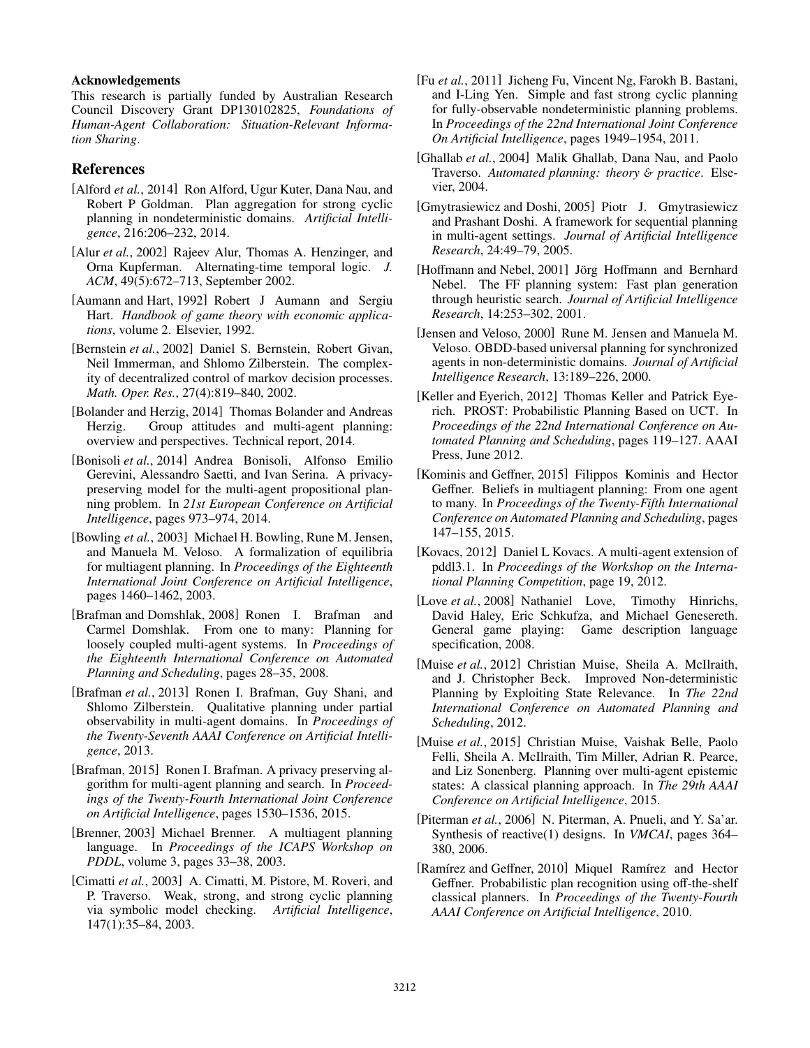### Acknowledgements

This research is partially funded by Australian Research Council Discovery Grant DP130102825, *Foundations of Human-Agent Collaboration: Situation-Relevant Information Sharing*.

## References

[Alford *et al.*, 2014] Ron Alford, Ugur Kuter, Dana Nau, and Robert P Goldman. Plan aggregation for strong cyclic planning in nondeterministic domains. *Artificial Intelligence*, 216:206–232, 2014.

[Alur *et al.*, 2002] Rajeev Alur, Thomas A. Henzinger, and Orna Kupferman. Alternating-time temporal logic. *J. ACM*, 49(5):672–713, September 2002.

[Aumann and Hart, 1992] Robert J Aumann and Sergiu Hart. *Handbook of game theory with economic applications*, volume 2. Elsevier, 1992.

[Bernstein *et al.*, 2002] Daniel S. Bernstein, Robert Givan, Neil Immerman, and Shlomo Zilberstein. The complexity of decentralized control of markov decision processes. *Math. Oper. Res.*, 27(4):819–840, 2002.

[Bolander and Herzig, 2014] Thomas Bolander and Andreas Herzig. Group attitudes and multi-agent planning: overview and perspectives. Technical report, 2014.

[Bonisoli *et al.*, 2014] Andrea Bonisoli, Alfonso Emilio Gerevini, Alessandro Saetti, and Ivan Serina. A privacy-preserving model for the multi-agent propositional planning problem. In *21st European Conference on Artificial Intelligence*, pages 973–974, 2014.

[Bowling *et al.*, 2003] Michael H. Bowling, Rune M. Jensen, and Manuela M. Veloso. A formalization of equilibria for multiagent planning. In *Proceedings of the Eighteenth International Joint Conference on Artificial Intelligence*, pages 1460–1462, 2003.

[Brafman and Domshlak, 2008] Ronen I. Brafman and Carmel Domshlak. From one to many: Planning for loosely coupled multi-agent systems. In *Proceedings of the Eighteenth International Conference on Automated Planning and Scheduling*, pages 28–35, 2008.

[Brafman *et al.*, 2013] Ronen I. Brafman, Guy Shani, and Shlomo Zilberstein. Qualitative planning under partial observability in multi-agent domains. In *Proceedings of the Twenty-Seventh AAAI Conference on Artificial Intelligence*, 2013.

[Brafman, 2015] Ronen I. Brafman. A privacy preserving algorithm for multi-agent planning and search. In *Proceedings of the Twenty-Fourth International Joint Conference on Artificial Intelligence*, pages 1530–1536, 2015.

[Brenner, 2003] Michael Brenner. A multiagent planning language. In *Proceedings of the ICAPS Workshop on PDDL*, volume 3, pages 33–38, 2003.

[Cimatti *et al.*, 2003] A. Cimatti, M. Pistore, M. Roveri, and P. Traverso. Weak, strong, and strong cyclic planning via symbolic model checking. *Artificial Intelligence*, 147(1):35–84, 2003.

[Fu *et al.*, 2011] Jicheng Fu, Vincent Ng, Farokh B. Bastani, and I-Ling Yen. Simple and fast strong cyclic planning for fully-observable nondeterministic planning problems. In *Proceedings of the 22nd International Joint Conference On Artificial Intelligence*, pages 1949–1954, 2011.

[Ghallab *et al.*, 2004] Malik Ghallab, Dana Nau, and Paolo Traverso. *Automated planning: theory & practice*. Elsevier, 2004.

[Gmytrasiewicz and Doshi, 2005] Piotr J. Gmytrasiewicz and Prashant Doshi. A framework for sequential planning in multi-agent settings. *Journal of Artificial Intelligence Research*, 24:49–79, 2005.

[Hoffmann and Nebel, 2001] Jörg Hoffmann and Bernhard Nebel. The FF planning system: Fast plan generation through heuristic search. *Journal of Artificial Intelligence Research*, 14:253–302, 2001.

[Jensen and Veloso, 2000] Rune M. Jensen and Manuela M. Veloso. OBDD-based universal planning for synchronized agents in non-deterministic domains. *Journal of Artificial Intelligence Research*, 13:189–226, 2000.

[Keller and Eyerich, 2012] Thomas Keller and Patrick Eyerich. PROST: Probabilistic Planning Based on UCT. In *Proceedings of the 22nd International Conference on Automated Planning and Scheduling*, pages 119–127. AAAI Press, June 2012.

[Kominis and Geffner, 2015] Filippos Kominis and Hector Geffner. Beliefs in multiagent planning: From one agent to many. In *Proceedings of the Twenty-Fifth International Conference on Automated Planning and Scheduling*, pages 147–155, 2015.

[Kovacs, 2012] Daniel L Kovacs. A multi-agent extension of pddl3.1. In *Proceedings of the Workshop on the International Planning Competition*, page 19, 2012.

[Love *et al.*, 2008] Nathaniel Love, Timothy Hinrichs, David Haley, Eric Schkufza, and Michael Genesereth. General game playing: Game description language specification, 2008.

[Muise *et al.*, 2012] Christian Muise, Sheila A. McIlraith, and J. Christopher Beck. Improved Non-deterministic Planning by Exploiting State Relevance. In *The 22nd International Conference on Automated Planning and Scheduling*, 2012.

[Muise *et al.*, 2015] Christian Muise, Vaishak Belle, Paolo Felli, Sheila A. McIlraith, Tim Miller, Adrian R. Pearce, and Liz Sonenberg. Planning over multi-agent epistemic states: A classical planning approach. In *The 29th AAAI Conference on Artificial Intelligence*, 2015.

[Piterman *et al.*, 2006] N. Piterman, A. Pnueli, and Y. Sa'ar. Synthesis of reactive(1) designs. In *VMCAI*, pages 364–380, 2006.

[Ramírez and Geffner, 2010] Miquel Ramírez and Hector Geffner. Probabilistic plan recognition using off-the-shelf classical planners. In *Proceedings of the Twenty-Fourth AAAI Conference on Artificial Intelligence*, 2010.